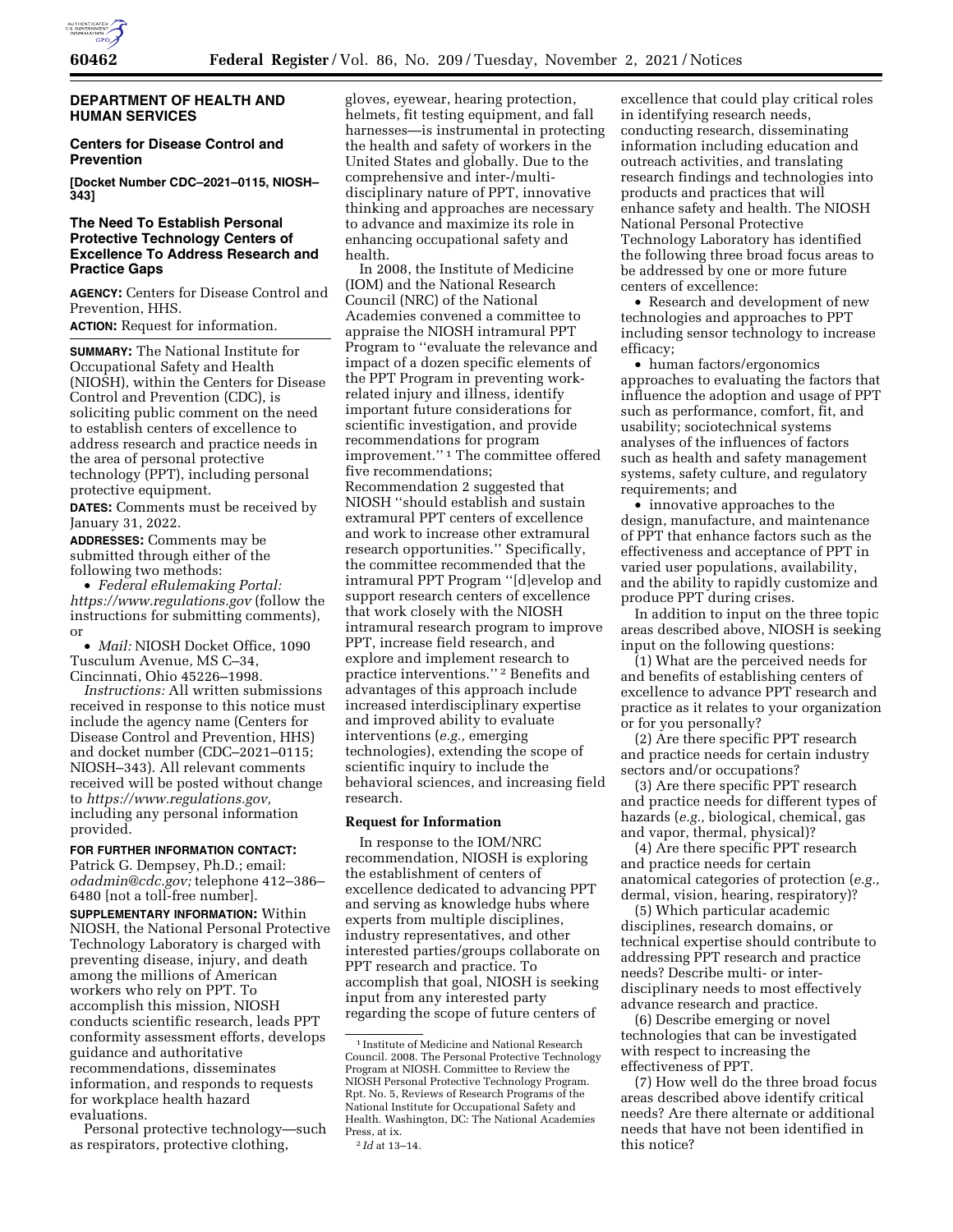## DEPARTMENT OF HEALTH AND HUMAN SERVICES

### Centers for Disease Control and Prevention

**[Docket Number CDC–2021–0115, NIOSH–343]**

### The Need To Establish Personal Protective Technology Centers of Excellence To Address Research and Practice Gaps

**AGENCY:** Centers for Disease Control and Prevention, HHS.

**ACTION:** Request for information.

**SUMMARY:** The National Institute for Occupational Safety and Health (NIOSH), within the Centers for Disease Control and Prevention (CDC), is soliciting public comment on the need to establish centers of excellence to address research and practice needs in the area of personal protective technology (PPT), including personal protective equipment.

**DATES:** Comments must be received by January 31, 2022.

**ADDRESSES:** Comments may be submitted through either of the following two methods:

- *Federal eRulemaking Portal: https://www.regulations.gov* (follow the instructions for submitting comments), or
- *Mail:* NIOSH Docket Office, 1090 Tusculum Avenue, MS C–34, Cincinnati, Ohio 45226–1998.

*Instructions:* All written submissions received in response to this notice must include the agency name (Centers for Disease Control and Prevention, HHS) and docket number (CDC–2021–0115; NIOSH–343). All relevant comments received will be posted without change to *https://www.regulations.gov,* including any personal information provided.

**FOR FURTHER INFORMATION CONTACT:** Patrick G. Dempsey, Ph.D.; email: *odadmin@cdc.gov;* telephone 412–386–6480 [not a toll-free number].

**SUPPLEMENTARY INFORMATION:** Within NIOSH, the National Personal Protective Technology Laboratory is charged with preventing disease, injury, and death among the millions of American workers who rely on PPT. To accomplish this mission, NIOSH conducts scientific research, leads PPT conformity assessment efforts, develops guidance and authoritative recommendations, disseminates information, and responds to requests for workplace health hazard evaluations.

Personal protective technology—such as respirators, protective clothing, gloves, eyewear, hearing protection, helmets, fit testing equipment, and fall harnesses—is instrumental in protecting the health and safety of workers in the United States and globally. Due to the comprehensive and inter-/multi-disciplinary nature of PPT, innovative thinking and approaches are necessary to advance and maximize its role in enhancing occupational safety and health.

In 2008, the Institute of Medicine (IOM) and the National Research Council (NRC) of the National Academies convened a committee to appraise the NIOSH intramural PPT Program to "evaluate the relevance and impact of a dozen specific elements of the PPT Program in preventing work-related injury and illness, identify important future considerations for scientific investigation, and provide recommendations for program improvement."[1] The committee offered five recommendations; Recommendation 2 suggested that NIOSH "should establish and sustain extramural PPT centers of excellence and work to increase other extramural research opportunities." Specifically, the committee recommended that the intramural PPT Program "[d]evelop and support research centers of excellence that work closely with the NIOSH intramural research program to improve PPT, increase field research, and explore and implement research to practice interventions."[2] Benefits and advantages of this approach include increased interdisciplinary expertise and improved ability to evaluate interventions (*e.g.,* emerging technologies), extending the scope of scientific inquiry to include the behavioral sciences, and increasing field research.

#### Request for Information

In response to the IOM/NRC recommendation, NIOSH is exploring the establishment of centers of excellence dedicated to advancing PPT and serving as knowledge hubs where experts from multiple disciplines, industry representatives, and other interested parties/groups collaborate on PPT research and practice. To accomplish that goal, NIOSH is seeking input from any interested party regarding the scope of future centers of excellence that could play critical roles in identifying research needs, conducting research, disseminating information including education and outreach activities, and translating research findings and technologies into products and practices that will enhance safety and health. The NIOSH National Personal Protective Technology Laboratory has identified the following three broad focus areas to be addressed by one or more future centers of excellence:

- Research and development of new technologies and approaches to PPT including sensor technology to increase efficacy;
- human factors/ergonomics approaches to evaluating the factors that influence the adoption and usage of PPT such as performance, comfort, fit, and usability; sociotechnical systems analyses of the influences of factors such as health and safety management systems, safety culture, and regulatory requirements; and
- innovative approaches to the design, manufacture, and maintenance of PPT that enhance factors such as the effectiveness and acceptance of PPT in varied user populations, availability, and the ability to rapidly customize and produce PPT during crises.

In addition to input on the three topic areas described above, NIOSH is seeking input on the following questions:

(1) What are the perceived needs for and benefits of establishing centers of excellence to advance PPT research and practice as it relates to your organization or for you personally?

(2) Are there specific PPT research and practice needs for certain industry sectors and/or occupations?

(3) Are there specific PPT research and practice needs for different types of hazards (*e.g.,* biological, chemical, gas and vapor, thermal, physical)?

(4) Are there specific PPT research and practice needs for certain anatomical categories of protection (*e.g.,* dermal, vision, hearing, respiratory)?

(5) Which particular academic disciplines, research domains, or technical expertise should contribute to addressing PPT research and practice needs? Describe multi- or inter-disciplinary needs to most effectively advance research and practice.

(6) Describe emerging or novel technologies that can be investigated with respect to increasing the effectiveness of PPT.

(7) How well do the three broad focus areas described above identify critical needs? Are there alternate or additional needs that have not been identified in this notice?

---

[1] Institute of Medicine and National Research Council. 2008. The Personal Protective Technology Program at NIOSH. Committee to Review the NIOSH Personal Protective Technology Program. Rpt. No. 5, Reviews of Research Programs of the National Institute for Occupational Safety and Health. Washington, DC: The National Academies Press, at ix.

[2] *Id* at 13–14.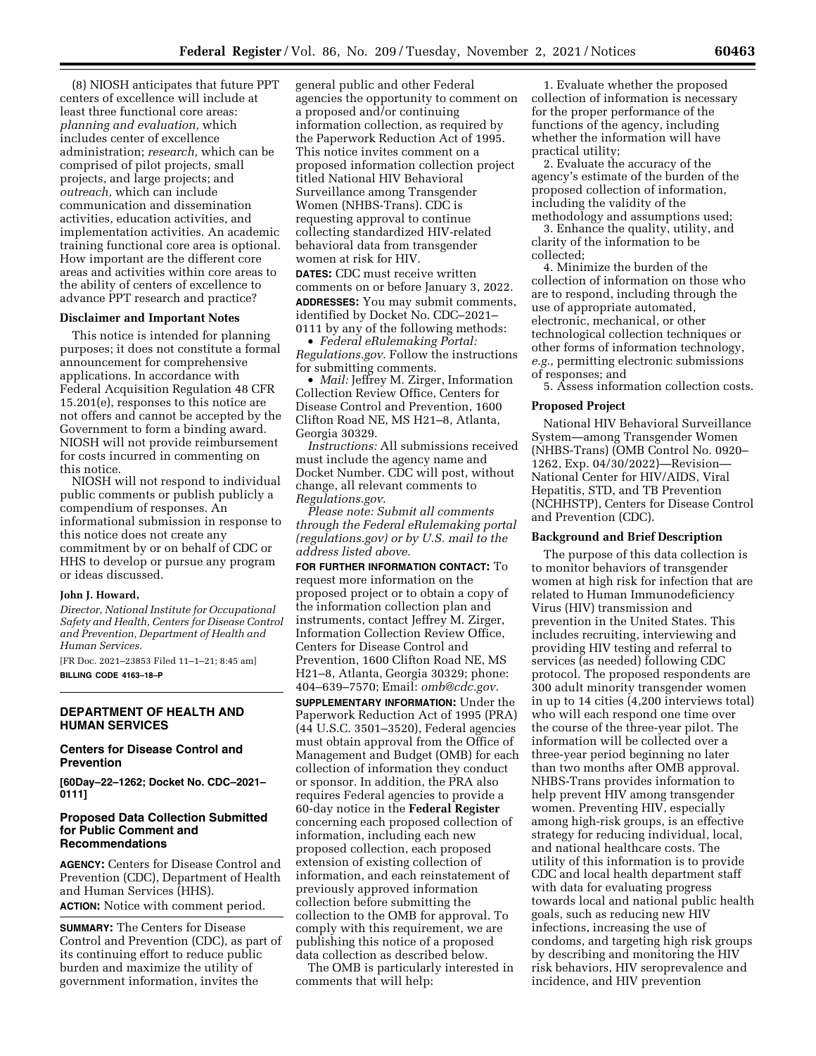(8) NIOSH anticipates that future PPT centers of excellence will include at least three functional core areas: *planning and evaluation,* which includes center of excellence administration; *research,* which can be comprised of pilot projects, small projects, and large projects; and *outreach,* which can include communication and dissemination activities, education activities, and implementation activities. An academic training functional core area is optional. How important are the different core areas and activities within core areas to the ability of centers of excellence to advance PPT research and practice?

### Disclaimer and Important Notes

This notice is intended for planning purposes; it does not constitute a formal announcement for comprehensive applications. In accordance with Federal Acquisition Regulation 48 CFR 15.201(e), responses to this notice are not offers and cannot be accepted by the Government to form a binding award. NIOSH will not provide reimbursement for costs incurred in commenting on this notice.

NIOSH will not respond to individual public comments or publish publicly a compendium of responses. An informational submission in response to this notice does not create any commitment by or on behalf of CDC or HHS to develop or pursue any program or ideas discussed.

**John J. Howard,**

*Director, National Institute for Occupational Safety and Health, Centers for Disease Control and Prevention, Department of Health and Human Services.*

[FR Doc. 2021–23853 Filed 11–1–21; 8:45 am]

**BILLING CODE 4163–18–P**

## DEPARTMENT OF HEALTH AND HUMAN SERVICES

### Centers for Disease Control and Prevention

**[60Day–22–1262; Docket No. CDC–2021–0111]**

### Proposed Data Collection Submitted for Public Comment and Recommendations

**AGENCY:** Centers for Disease Control and Prevention (CDC), Department of Health and Human Services (HHS).

**ACTION:** Notice with comment period.

**SUMMARY:** The Centers for Disease Control and Prevention (CDC), as part of its continuing effort to reduce public burden and maximize the utility of government information, invites the general public and other Federal agencies the opportunity to comment on a proposed and/or continuing information collection, as required by the Paperwork Reduction Act of 1995. This notice invites comment on a proposed information collection project titled National HIV Behavioral Surveillance among Transgender Women (NHBS-Trans). CDC is requesting approval to continue collecting standardized HIV-related behavioral data from transgender women at risk for HIV.

**DATES:** CDC must receive written comments on or before January 3, 2022.

**ADDRESSES:** You may submit comments, identified by Docket No. CDC–2021–0111 by any of the following methods:

• *Federal eRulemaking Portal: Regulations.gov.* Follow the instructions for submitting comments.

• *Mail:* Jeffrey M. Zirger, Information Collection Review Office, Centers for Disease Control and Prevention, 1600 Clifton Road NE, MS H21–8, Atlanta, Georgia 30329.

*Instructions:* All submissions received must include the agency name and Docket Number. CDC will post, without change, all relevant comments to *Regulations.gov.*

*Please note: Submit all comments through the Federal eRulemaking portal (regulations.gov) or by U.S. mail to the address listed above.*

**FOR FURTHER INFORMATION CONTACT:** To request more information on the proposed project or to obtain a copy of the information collection plan and instruments, contact Jeffrey M. Zirger, Information Collection Review Office, Centers for Disease Control and Prevention, 1600 Clifton Road NE, MS H21–8, Atlanta, Georgia 30329; phone: 404–639–7570; Email: *omb@cdc.gov.*

**SUPPLEMENTARY INFORMATION:** Under the Paperwork Reduction Act of 1995 (PRA) (44 U.S.C. 3501–3520), Federal agencies must obtain approval from the Office of Management and Budget (OMB) for each collection of information they conduct or sponsor. In addition, the PRA also requires Federal agencies to provide a 60-day notice in the **Federal Register** concerning each proposed collection of information, including each new proposed collection, each proposed extension of existing collection of information, and each reinstatement of previously approved information collection before submitting the collection to the OMB for approval. To comply with this requirement, we are publishing this notice of a proposed data collection as described below.

The OMB is particularly interested in comments that will help:

1. Evaluate whether the proposed collection of information is necessary for the proper performance of the functions of the agency, including whether the information will have practical utility;
2. Evaluate the accuracy of the agency's estimate of the burden of the proposed collection of information, including the validity of the methodology and assumptions used;
3. Enhance the quality, utility, and clarity of the information to be collected;
4. Minimize the burden of the collection of information on those who are to respond, including through the use of appropriate automated, electronic, mechanical, or other technological collection techniques or other forms of information technology, *e.g.,* permitting electronic submissions of responses; and
5. Assess information collection costs.

### Proposed Project

National HIV Behavioral Surveillance System—among Transgender Women (NHBS-Trans) (OMB Control No. 0920–1262, Exp. 04/30/2022)—Revision—National Center for HIV/AIDS, Viral Hepatitis, STD, and TB Prevention (NCHHSTP), Centers for Disease Control and Prevention (CDC).

### Background and Brief Description

The purpose of this data collection is to monitor behaviors of transgender women at high risk for infection that are related to Human Immunodeficiency Virus (HIV) transmission and prevention in the United States. This includes recruiting, interviewing and providing HIV testing and referral to services (as needed) following CDC protocol. The proposed respondents are 300 adult minority transgender women in up to 14 cities (4,200 interviews total) who will each respond one time over the course of the three-year pilot. The information will be collected over a three-year period beginning no later than two months after OMB approval. NHBS-Trans provides information to help prevent HIV among transgender women. Preventing HIV, especially among high-risk groups, is an effective strategy for reducing individual, local, and national healthcare costs. The utility of this information is to provide CDC and local health department staff with data for evaluating progress towards local and national public health goals, such as reducing new HIV infections, increasing the use of condoms, and targeting high risk groups by describing and monitoring the HIV risk behaviors, HIV seroprevalence and incidence, and HIV prevention